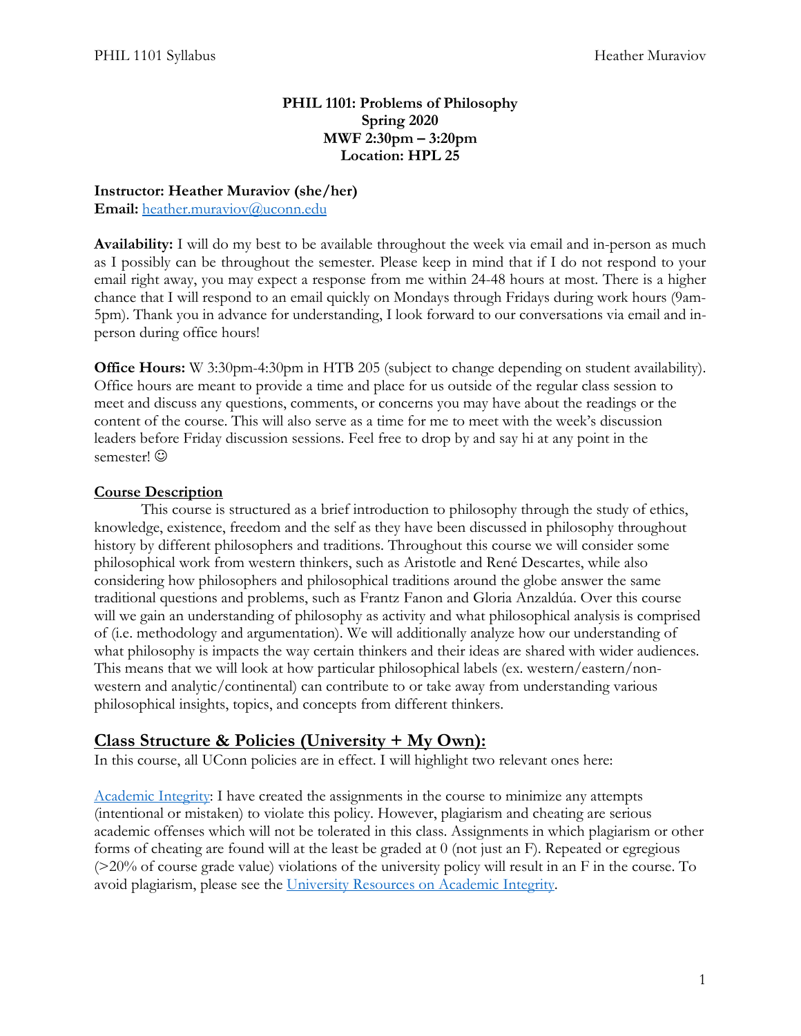**PHIL 1101: Problems of Philosophy**
**Spring 2020**
**MWF 2:30pm – 3:20pm**
**Location: HPL 25**

**Instructor: Heather Muraviov (she/her)**
**Email:** [heather.muraviov@uconn.edu](mailto:heather.muraviov@uconn.edu)

**Availability:** I will do my best to be available throughout the week via email and in-person as much as I possibly can be throughout the semester. Please keep in mind that if I do not respond to your email right away, you may expect a response from me within 24-48 hours at most. There is a higher chance that I will respond to an email quickly on Mondays through Fridays during work hours (9am-5pm). Thank you in advance for understanding, I look forward to our conversations via email and in-person during office hours!

**Office Hours:** W 3:30pm-4:30pm in HTB 205 (subject to change depending on student availability). Office hours are meant to provide a time and place for us outside of the regular class session to meet and discuss any questions, comments, or concerns you may have about the readings or the content of the course. This will also serve as a time for me to meet with the week's discussion leaders before Friday discussion sessions. Feel free to drop by and say hi at any point in the semester! ☺

**Course Description**

This course is structured as a brief introduction to philosophy through the study of ethics, knowledge, existence, freedom and the self as they have been discussed in philosophy throughout history by different philosophers and traditions. Throughout this course we will consider some philosophical work from western thinkers, such as Aristotle and René Descartes, while also considering how philosophers and philosophical traditions around the globe answer the same traditional questions and problems, such as Frantz Fanon and Gloria Anzaldúa. Over this course will we gain an understanding of philosophy as activity and what philosophical analysis is comprised of (i.e. methodology and argumentation). We will additionally analyze how our understanding of what philosophy is impacts the way certain thinkers and their ideas are shared with wider audiences. This means that we will look at how particular philosophical labels (ex. western/eastern/non-western and analytic/continental) can contribute to or take away from understanding various philosophical insights, topics, and concepts from different thinkers.

## Class Structure & Policies (University + My Own):

In this course, all UConn policies are in effect. I will highlight two relevant ones here:

Academic Integrity: I have created the assignments in the course to minimize any attempts (intentional or mistaken) to violate this policy. However, plagiarism and cheating are serious academic offenses which will not be tolerated in this class. Assignments in which plagiarism or other forms of cheating are found will at the least be graded at 0 (not just an F). Repeated or egregious (>20% of course grade value) violations of the university policy will result in an F in the course. To avoid plagiarism, please see the University Resources on Academic Integrity.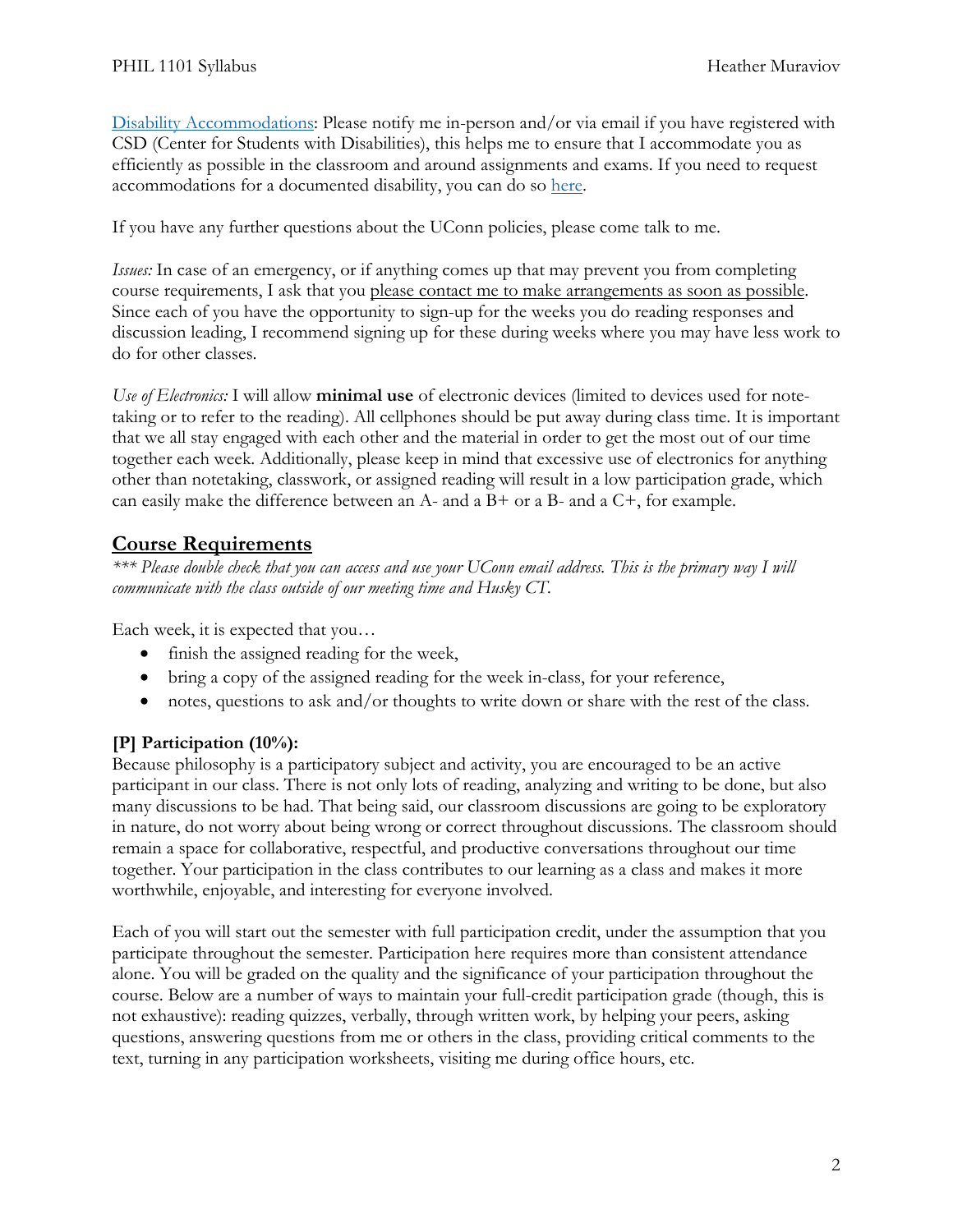Disability Accommodations: Please notify me in-person and/or via email if you have registered with CSD (Center for Students with Disabilities), this helps me to ensure that I accommodate you as efficiently as possible in the classroom and around assignments and exams. If you need to request accommodations for a documented disability, you can do so here.

If you have any further questions about the UConn policies, please come talk to me.

*Issues:* In case of an emergency, or if anything comes up that may prevent you from completing course requirements, I ask that you please contact me to make arrangements as soon as possible. Since each of you have the opportunity to sign-up for the weeks you do reading responses and discussion leading, I recommend signing up for these during weeks where you may have less work to do for other classes.

*Use of Electronics:* I will allow **minimal use** of electronic devices (limited to devices used for note-taking or to refer to the reading). All cellphones should be put away during class time. It is important that we all stay engaged with each other and the material in order to get the most out of our time together each week. Additionally, please keep in mind that excessive use of electronics for anything other than notetaking, classwork, or assigned reading will result in a low participation grade, which can easily make the difference between an A- and a B+ or a B- and a C+, for example.

## Course Requirements

*\*\*\* Please double check that you can access and use your UConn email address. This is the primary way I will communicate with the class outside of our meeting time and Husky CT.*

Each week, it is expected that you…

- finish the assigned reading for the week,
- bring a copy of the assigned reading for the week in-class, for your reference,
- notes, questions to ask and/or thoughts to write down or share with the rest of the class.

### [P] Participation (10%):

Because philosophy is a participatory subject and activity, you are encouraged to be an active participant in our class. There is not only lots of reading, analyzing and writing to be done, but also many discussions to be had. That being said, our classroom discussions are going to be exploratory in nature, do not worry about being wrong or correct throughout discussions. The classroom should remain a space for collaborative, respectful, and productive conversations throughout our time together. Your participation in the class contributes to our learning as a class and makes it more worthwhile, enjoyable, and interesting for everyone involved.

Each of you will start out the semester with full participation credit, under the assumption that you participate throughout the semester. Participation here requires more than consistent attendance alone. You will be graded on the quality and the significance of your participation throughout the course. Below are a number of ways to maintain your full-credit participation grade (though, this is not exhaustive): reading quizzes, verbally, through written work, by helping your peers, asking questions, answering questions from me or others in the class, providing critical comments to the text, turning in any participation worksheets, visiting me during office hours, etc.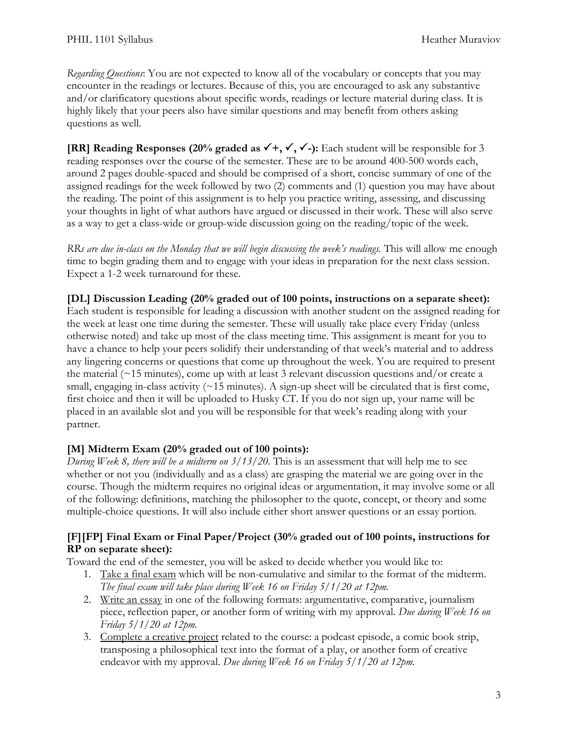*Regarding Questions*: You are not expected to know all of the vocabulary or concepts that you may encounter in the readings or lectures. Because of this, you are encouraged to ask any substantive and/or clarificatory questions about specific words, readings or lecture material during class. It is highly likely that your peers also have similar questions and may benefit from others asking questions as well.

**[RR] Reading Responses (20% graded as ✓+, ✓, ✓-):** Each student will be responsible for 3 reading responses over the course of the semester. These are to be around 400-500 words each, around 2 pages double-spaced and should be comprised of a short, concise summary of one of the assigned readings for the week followed by two (2) comments and (1) question you may have about the reading. The point of this assignment is to help you practice writing, assessing, and discussing your thoughts in light of what authors have argued or discussed in their work. These will also serve as a way to get a class-wide or group-wide discussion going on the reading/topic of the week.

*RRs are due in-class on the Monday that we will begin discussing the week's readings.* This will allow me enough time to begin grading them and to engage with your ideas in preparation for the next class session. Expect a 1-2 week turnaround for these.

**[DL] Discussion Leading (20% graded out of 100 points, instructions on a separate sheet):** Each student is responsible for leading a discussion with another student on the assigned reading for the week at least one time during the semester. These will usually take place every Friday (unless otherwise noted) and take up most of the class meeting time. This assignment is meant for you to have a chance to help your peers solidify their understanding of that week's material and to address any lingering concerns or questions that come up throughout the week. You are required to present the material (~15 minutes), come up with at least 3 relevant discussion questions and/or create a small, engaging in-class activity (~15 minutes). A sign-up sheet will be circulated that is first come, first choice and then it will be uploaded to Husky CT. If you do not sign up, your name will be placed in an available slot and you will be responsible for that week's reading along with your partner.

**[M] Midterm Exam (20% graded out of 100 points):**

*During Week 8, there will be a midterm on 3/13/20.* This is an assessment that will help me to see whether or not you (individually and as a class) are grasping the material we are going over in the course. Though the midterm requires no original ideas or argumentation, it may involve some or all of the following: definitions, matching the philosopher to the quote, concept, or theory and some multiple-choice questions. It will also include either short answer questions or an essay portion.

**[F][FP] Final Exam or Final Paper/Project (30% graded out of 100 points, instructions for RP on separate sheet):**

Toward the end of the semester, you will be asked to decide whether you would like to:

1. Take a final exam which will be non-cumulative and similar to the format of the midterm. *The final exam will take place during Week 16 on Friday 5/1/20 at 12pm.*
2. Write an essay in one of the following formats: argumentative, comparative, journalism piece, reflection paper, or another form of writing with my approval. *Due during Week 16 on Friday 5/1/20 at 12pm.*
3. Complete a creative project related to the course: a podcast episode, a comic book strip, transposing a philosophical text into the format of a play, or another form of creative endeavor with my approval. *Due during Week 16 on Friday 5/1/20 at 12pm.*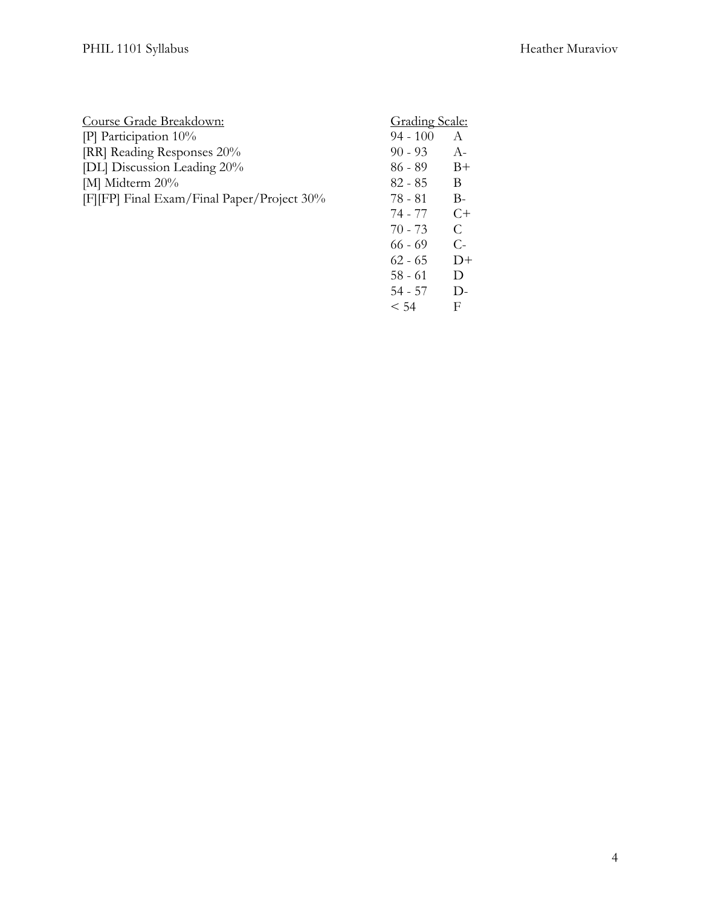Course Grade Breakdown:

[P] Participation 10%
[RR] Reading Responses 20%
[DL] Discussion Leading 20%
[M] Midterm 20%
[F][FP] Final Exam/Final Paper/Project 30%

Grading Scale:

| Score | Grade |
|---|---|
| 94 - 100 | A |
| 90 - 93 | A- |
| 86 - 89 | B+ |
| 82 - 85 | B |
| 78 - 81 | B- |
| 74 - 77 | C+ |
| 70 - 73 | C |
| 66 - 69 | C- |
| 62 - 65 | D+ |
| 58 - 61 | D |
| 54 - 57 | D- |
| < 54 | F |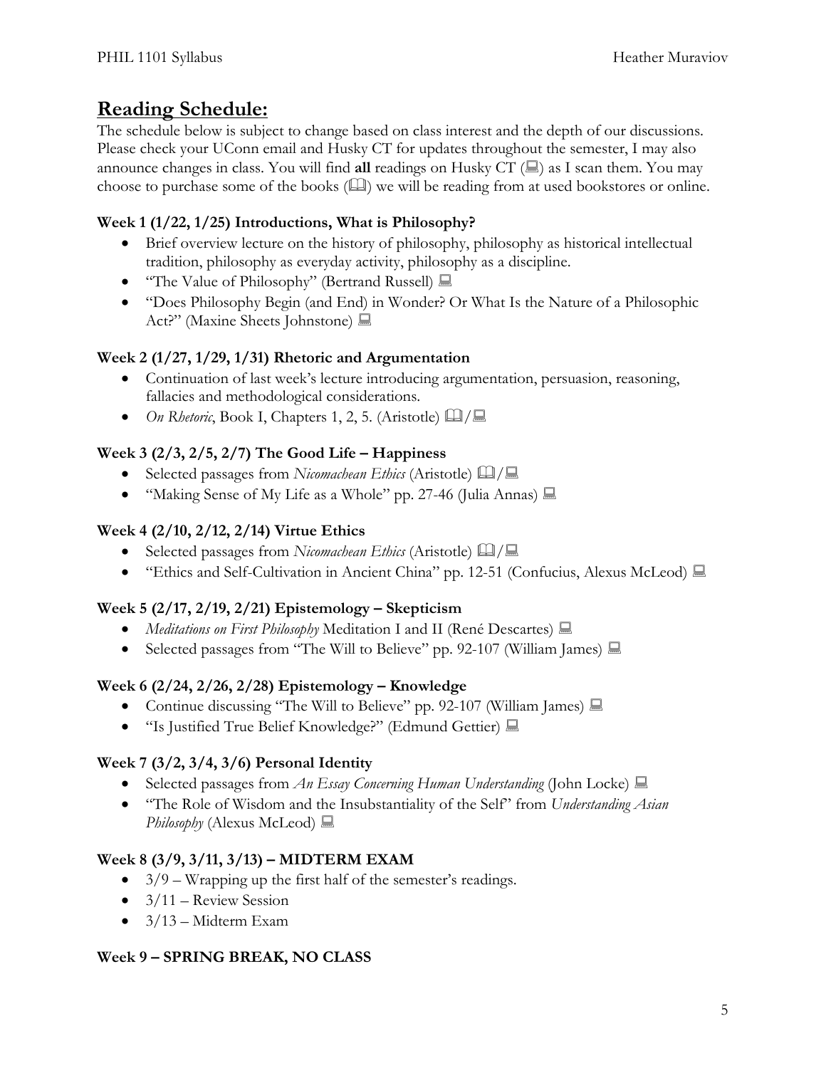## Reading Schedule:

The schedule below is subject to change based on class interest and the depth of our discussions. Please check your UConn email and Husky CT for updates throughout the semester, I may also announce changes in class. You will find **all** readings on Husky CT (💻) as I scan them. You may choose to purchase some of the books (📖) we will be reading from at used bookstores or online.

### Week 1 (1/22, 1/25) Introductions, What is Philosophy?

- Brief overview lecture on the history of philosophy, philosophy as historical intellectual tradition, philosophy as everyday activity, philosophy as a discipline.
- "The Value of Philosophy" (Bertrand Russell) 💻
- "Does Philosophy Begin (and End) in Wonder? Or What Is the Nature of a Philosophic Act?" (Maxine Sheets Johnstone) 💻

### Week 2 (1/27, 1/29, 1/31) Rhetoric and Argumentation

- Continuation of last week's lecture introducing argumentation, persuasion, reasoning, fallacies and methodological considerations.
- *On Rhetoric*, Book I, Chapters 1, 2, 5. (Aristotle) 📖/💻

### Week 3 (2/3, 2/5, 2/7) The Good Life – Happiness

- Selected passages from *Nicomachean Ethics* (Aristotle) 📖/💻
- "Making Sense of My Life as a Whole" pp. 27-46 (Julia Annas) 💻

### Week 4 (2/10, 2/12, 2/14) Virtue Ethics

- Selected passages from *Nicomachean Ethics* (Aristotle) 📖/💻
- "Ethics and Self-Cultivation in Ancient China" pp. 12-51 (Confucius, Alexus McLeod) 💻

### Week 5 (2/17, 2/19, 2/21) Epistemology – Skepticism

- *Meditations on First Philosophy* Meditation I and II (René Descartes) 💻
- Selected passages from "The Will to Believe" pp. 92-107 (William James) 💻

### Week 6 (2/24, 2/26, 2/28) Epistemology – Knowledge

- Continue discussing "The Will to Believe" pp. 92-107 (William James) 💻
- "Is Justified True Belief Knowledge?" (Edmund Gettier) 💻

### Week 7 (3/2, 3/4, 3/6) Personal Identity

- Selected passages from *An Essay Concerning Human Understanding* (John Locke) 💻
- "The Role of Wisdom and the Insubstantiality of the Self" from *Understanding Asian Philosophy* (Alexus McLeod) 💻

### Week 8 (3/9, 3/11, 3/13) – MIDTERM EXAM

- 3/9 – Wrapping up the first half of the semester's readings.
- 3/11 – Review Session
- 3/13 – Midterm Exam

### Week 9 – SPRING BREAK, NO CLASS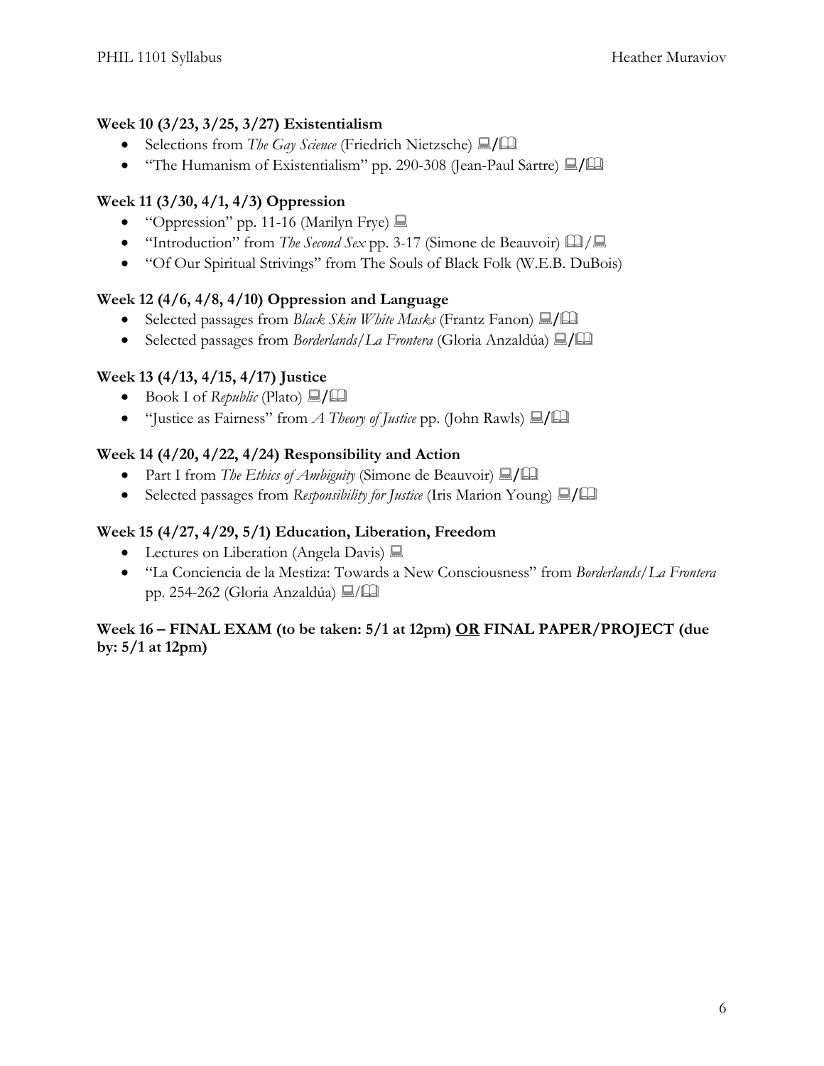**Week 10 (3/23, 3/25, 3/27) Existentialism**

- Selections from *The Gay Science* (Friedrich Nietzsche) 💻/📖
- "The Humanism of Existentialism" pp. 290-308 (Jean-Paul Sartre) 💻/📖

**Week 11 (3/30, 4/1, 4/3) Oppression**

- "Oppression" pp. 11-16 (Marilyn Frye) 💻
- "Introduction" from *The Second Sex* pp. 3-17 (Simone de Beauvoir) 📖/💻
- "Of Our Spiritual Strivings" from The Souls of Black Folk (W.E.B. DuBois)

**Week 12 (4/6, 4/8, 4/10) Oppression and Language**

- Selected passages from *Black Skin White Masks* (Frantz Fanon) 💻/📖
- Selected passages from *Borderlands/La Frontera* (Gloria Anzaldúa) 💻/📖

**Week 13 (4/13, 4/15, 4/17) Justice**

- Book I of *Republic* (Plato) 💻/📖
- "Justice as Fairness" from *A Theory of Justice* pp. (John Rawls) 💻/📖

**Week 14 (4/20, 4/22, 4/24) Responsibility and Action**

- Part I from *The Ethics of Ambiguity* (Simone de Beauvoir) 💻/📖
- Selected passages from *Responsibility for Justice* (Iris Marion Young) 💻/📖

**Week 15 (4/27, 4/29, 5/1) Education, Liberation, Freedom**

- Lectures on Liberation (Angela Davis) 💻
- "La Conciencia de la Mestiza: Towards a New Consciousness" from *Borderlands/La Frontera* pp. 254-262 (Gloria Anzaldúa) 💻/📖

**Week 16 – FINAL EXAM (to be taken: 5/1 at 12pm) <u>OR</u> FINAL PAPER/PROJECT (due by: 5/1 at 12pm)**